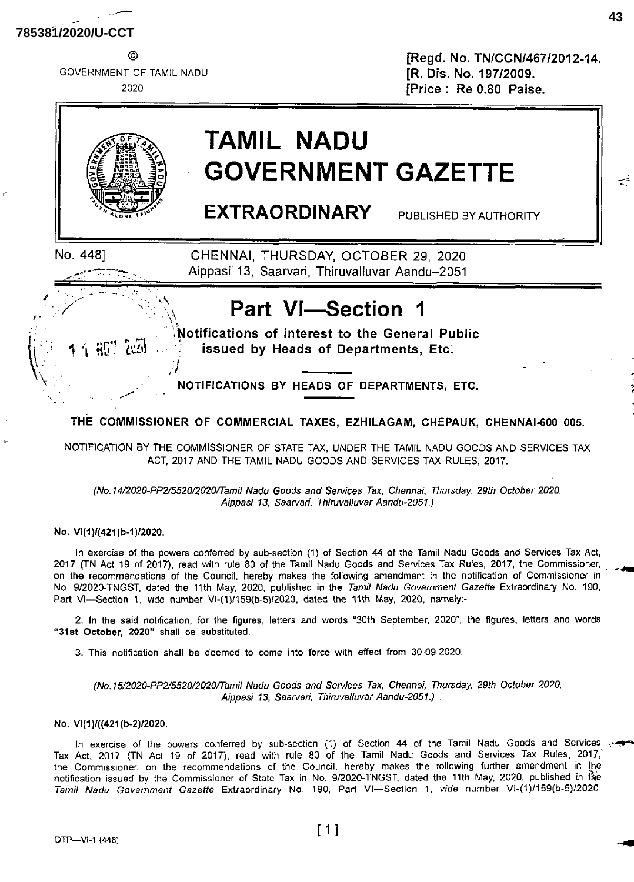785381/2020/U-CCT

©

GOVERNMENT OF TAMIL NADU
2020

[Regd. No. TN/CCN/467/2012-14.
[R. Dis. No. 197/2009.
[Price : Re 0.80 Paise.

# TAMIL NADU GOVERNMENT GAZETTE

## EXTRAORDINARY

PUBLISHED BY AUTHORITY

No. 448] CHENNAI, THURSDAY, OCTOBER 29, 2020
Aippasi 13, Saarvari, Thiruvalluvar Aandu–2051

# Part VI—Section 1

**Notifications of interest to the General Public issued by Heads of Departments, Etc.**

**NOTIFICATIONS BY HEADS OF DEPARTMENTS, ETC.**

**THE COMMISSIONER OF COMMERCIAL TAXES, EZHILAGAM, CHEPAUK, CHENNAI-600 005.**

NOTIFICATION BY THE COMMISSIONER OF STATE TAX, UNDER THE TAMIL NADU GOODS AND SERVICES TAX ACT, 2017 AND THE TAMIL NADU GOODS AND SERVICES TAX RULES, 2017.

*(No.14/2020-PP2/5520/2020/Tamil Nadu Goods and Services Tax, Chennai, Thursday, 29th October 2020, Aippasi 13, Saarvari, Thiruvalluvar Aandu-2051.)*

**No. VI(1)/(421(b-1)/2020.**

In exercise of the powers conferred by sub-section (1) of Section 44 of the Tamil Nadu Goods and Services Tax Act, 2017 (TN Act 19 of 2017), read with rule 80 of the Tamil Nadu Goods and Services Tax Rules, 2017, the Commissioner, on the recommendations of the Council, hereby makes the following amendment in the notification of Commissioner in No. 9/2020-TNGST, dated the 11th May, 2020, published in the *Tamil Nadu Government Gazette* Extraordinary No. 190, Part VI—Section 1, vide number VI-(1)/159(b-5)/2020, dated the 11th May, 2020, namely:-

2. In the said notification, for the figures, letters and words "30th September, 2020", the figures, letters and words **"31st October, 2020"** shall be substituted.

3. This notification shall be deemed to come into force with effect from 30-09-2020.

*(No.15/2020-PP2/5520/2020/Tamil Nadu Goods and Services Tax, Chennai, Thursday, 29th October 2020, Aippasi 13, Saarvari, Thiruvalluvar Aandu-2051.)* .

**No. VI(1)/((421(b-2)/2020.**

In exercise of the powers conferred by sub-section (1) of Section 44 of the Tamil Nadu Goods and Services Tax Act, 2017 (TN Act 19 of 2017), read with rule 80 of the Tamil Nadu Goods and Services Tax Rules, 2017, the Commissioner, on the recommendations of the Council, hereby makes the following further amendment in the notification issued by the Commissioner of State Tax in No. 9/2020-TNGST, dated the 11th May, 2020, published in the *Tamil Nadu Government Gazette* Extraordinary No. 190, Part VI—Section 1, *vide* number VI-(1)/159(b-5)/2020,

DTP—VI-1 (448)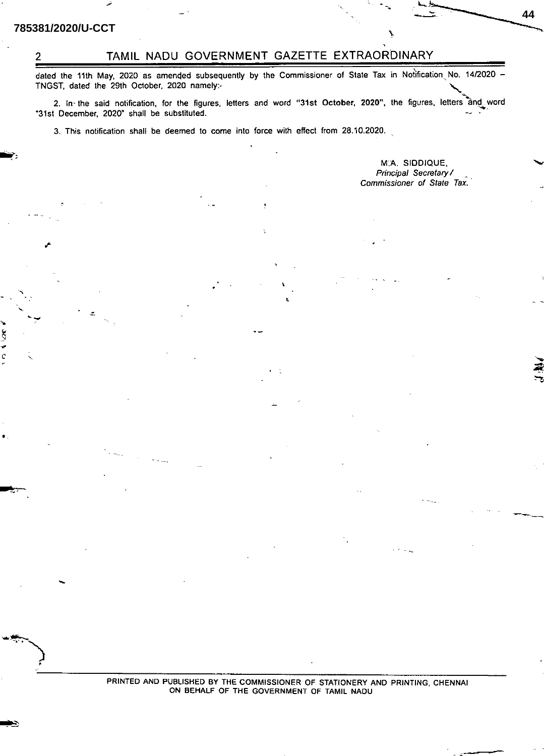dated the 11th May, 2020 as amended subsequently by the Commissioner of State Tax in Notification No. 14/2020 – TNGST, dated the 29th October, 2020 namely:-

2. In the said notification, for the figures, letters and word **"31st October, 2020"**, the figures, letters and word "31st December, 2020" shall be substituted.

3. This notification shall be deemed to come into force with effect from 28.10.2020.

M.A. SIDDIQUE,
*Principal Secretary /*
*Commissioner of State Tax.*

PRINTED AND PUBLISHED BY THE COMMISSIONER OF STATIONERY AND PRINTING, CHENNAI ON BEHALF OF THE GOVERNMENT OF TAMIL NADU